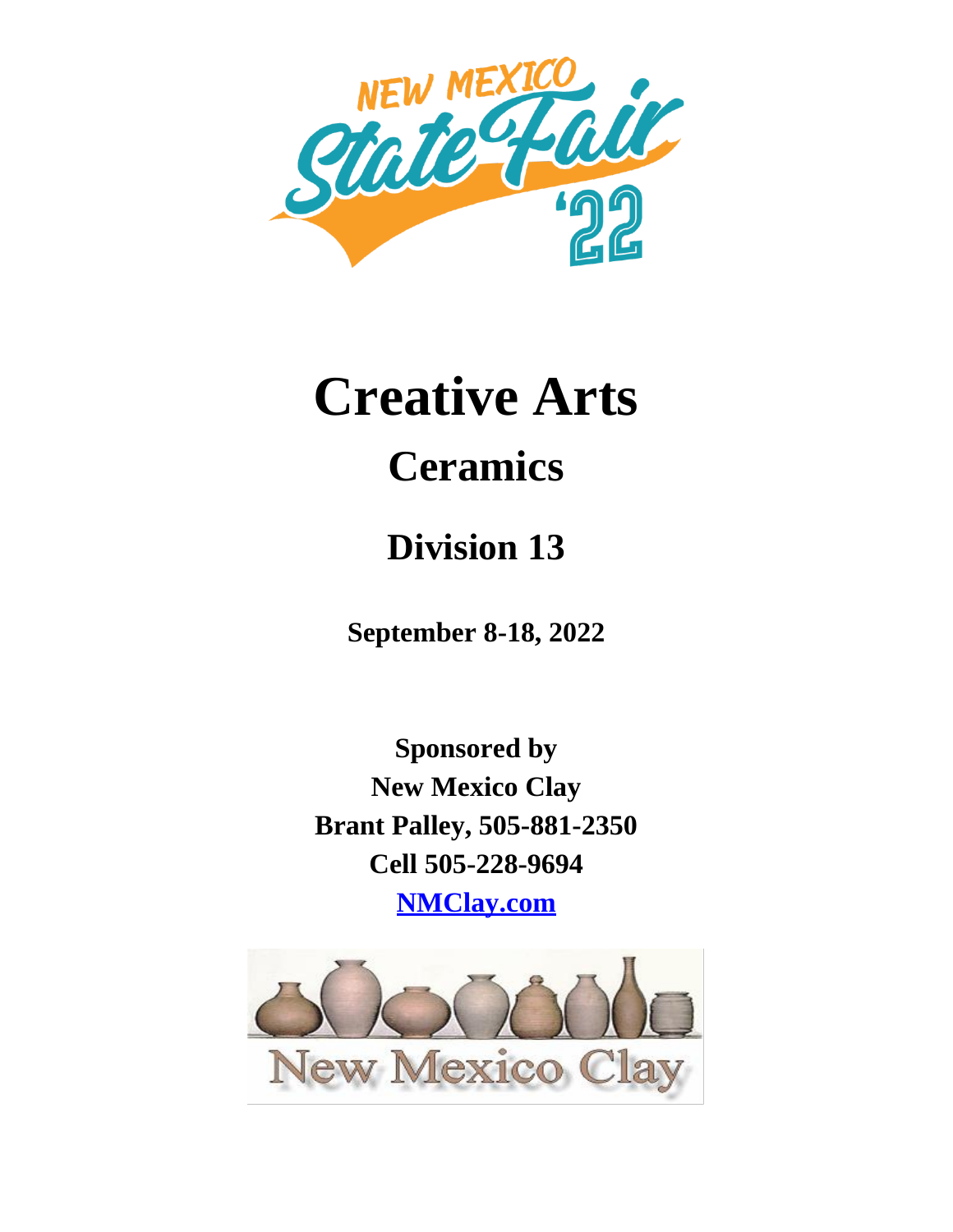# Creative Arts

## Ceramics

## Division 13

**September 8-18, 2022**

**Sponsored by**
**New Mexico Clay**
**Brant Palley, 505-881-2350**
**Cell 505-228-9694**
**[NMClay.com](NMClay.com)**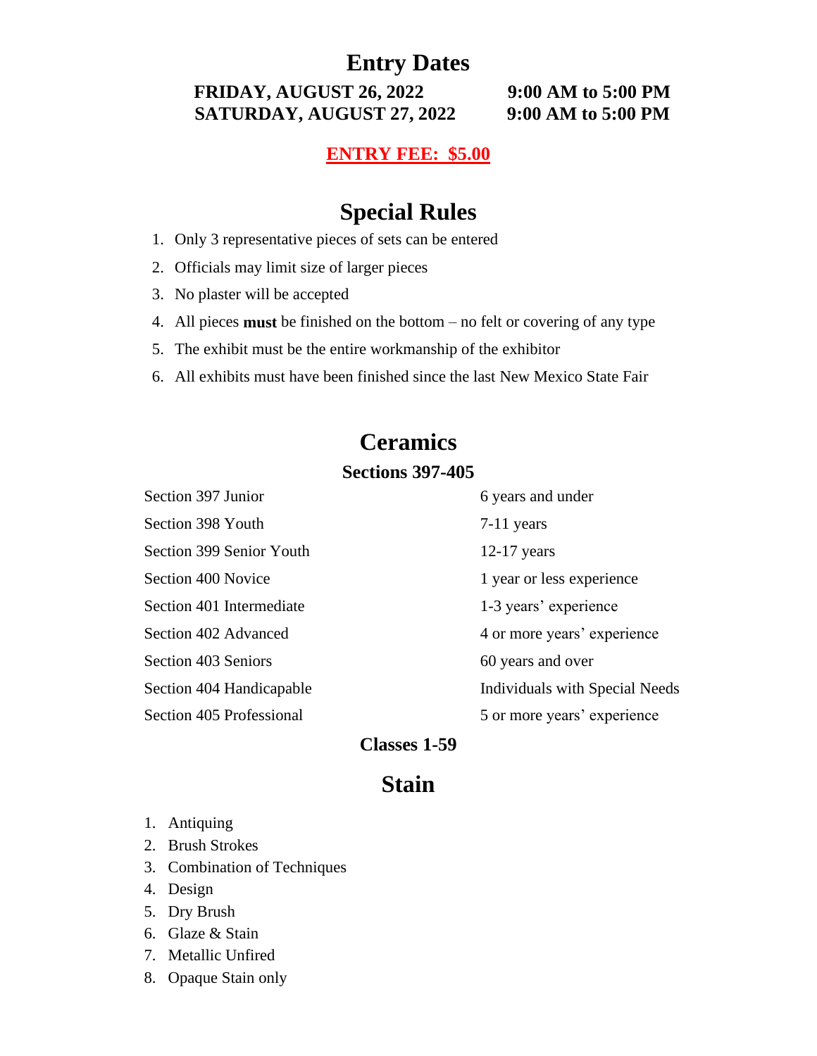# Entry Dates

**FRIDAY, AUGUST 26, 2022 9:00 AM to 5:00 PM**
**SATURDAY, AUGUST 27, 2022 9:00 AM to 5:00 PM**

**ENTRY FEE: $5.00**

# Special Rules

1. Only 3 representative pieces of sets can be entered
2. Officials may limit size of larger pieces
3. No plaster will be accepted
4. All pieces **must** be finished on the bottom – no felt or covering of any type
5. The exhibit must be the entire workmanship of the exhibitor
6. All exhibits must have been finished since the last New Mexico State Fair

# Ceramics

## Sections 397-405

| | |
|---|---|
| Section 397 Junior | 6 years and under |
| Section 398 Youth | 7-11 years |
| Section 399 Senior Youth | 12-17 years |
| Section 400 Novice | 1 year or less experience |
| Section 401 Intermediate | 1-3 years' experience |
| Section 402 Advanced | 4 or more years' experience |
| Section 403 Seniors | 60 years and over |
| Section 404 Handicapable | Individuals with Special Needs |
| Section 405 Professional | 5 or more years' experience |

## Classes 1-59

# Stain

1. Antiquing
2. Brush Strokes
3. Combination of Techniques
4. Design
5. Dry Brush
6. Glaze & Stain
7. Metallic Unfired
8. Opaque Stain only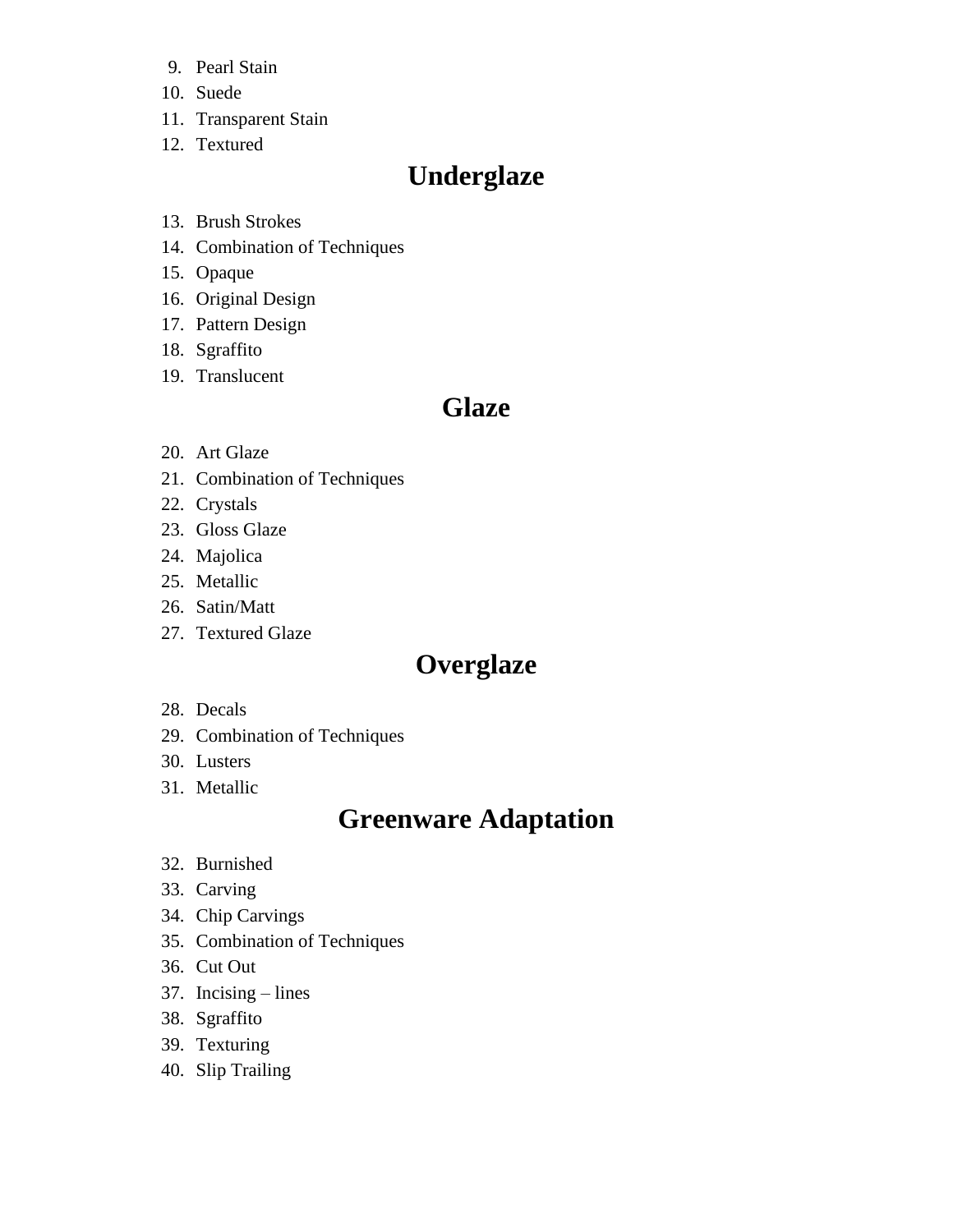9. Pearl Stain
10. Suede
11. Transparent Stain
12. Textured

## Underglaze

13. Brush Strokes
14. Combination of Techniques
15. Opaque
16. Original Design
17. Pattern Design
18. Sgraffito
19. Translucent

## Glaze

20. Art Glaze
21. Combination of Techniques
22. Crystals
23. Gloss Glaze
24. Majolica
25. Metallic
26. Satin/Matt
27. Textured Glaze

## Overglaze

28. Decals
29. Combination of Techniques
30. Lusters
31. Metallic

## Greenware Adaptation

32. Burnished
33. Carving
34. Chip Carvings
35. Combination of Techniques
36. Cut Out
37. Incising – lines
38. Sgraffito
39. Texturing
40. Slip Trailing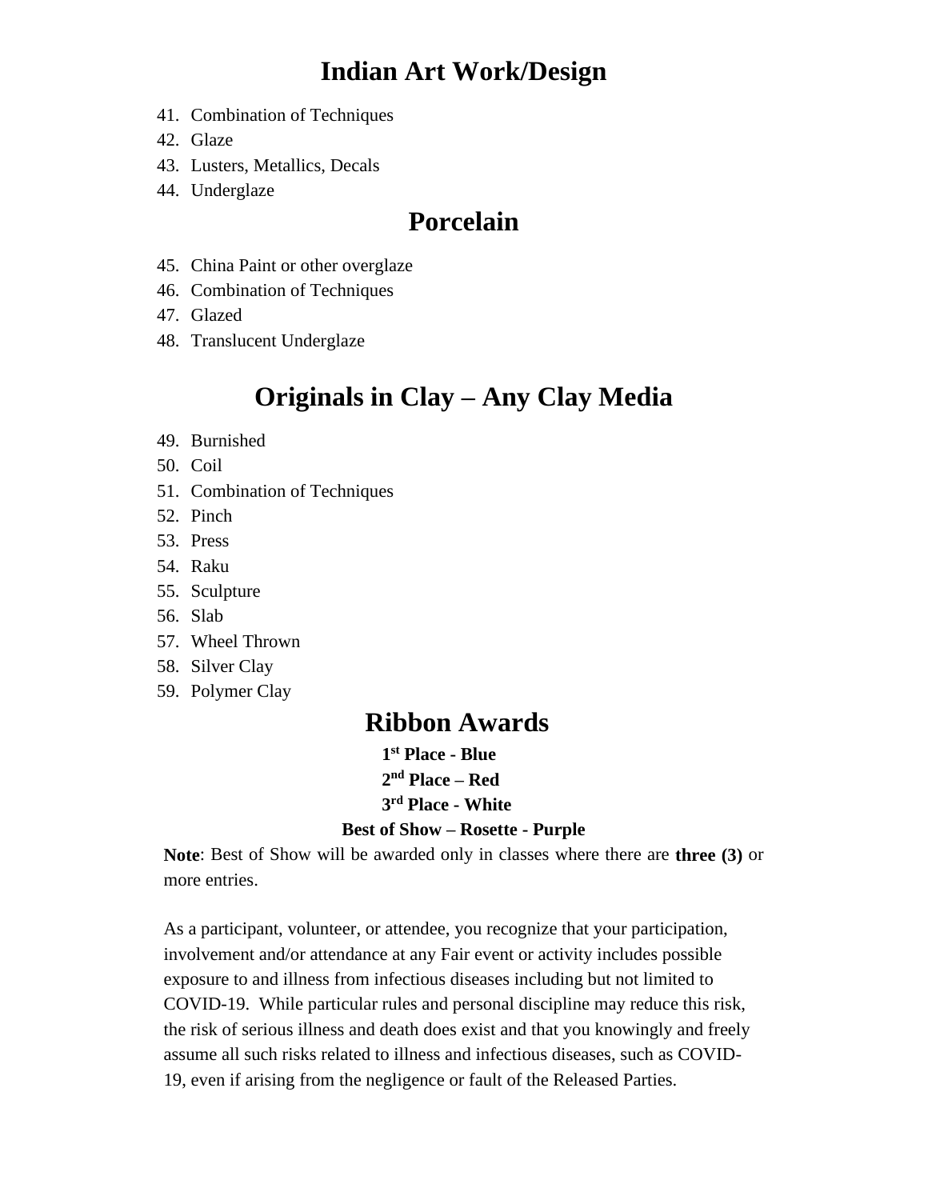# Indian Art Work/Design

41. Combination of Techniques
42. Glaze
43. Lusters, Metallics, Decals
44. Underglaze

# Porcelain

45. China Paint or other overglaze
46. Combination of Techniques
47. Glazed
48. Translucent Underglaze

# Originals in Clay – Any Clay Media

49. Burnished
50. Coil
51. Combination of Techniques
52. Pinch
53. Press
54. Raku
55. Sculpture
56. Slab
57. Wheel Thrown
58. Silver Clay
59. Polymer Clay

# Ribbon Awards

**1st Place - Blue**

**2nd Place – Red**

**3rd Place - White**

**Best of Show – Rosette - Purple**

**Note**: Best of Show will be awarded only in classes where there are **three (3)** or more entries.

As a participant, volunteer, or attendee, you recognize that your participation, involvement and/or attendance at any Fair event or activity includes possible exposure to and illness from infectious diseases including but not limited to COVID-19. While particular rules and personal discipline may reduce this risk, the risk of serious illness and death does exist and that you knowingly and freely assume all such risks related to illness and infectious diseases, such as COVID-19, even if arising from the negligence or fault of the Released Parties.